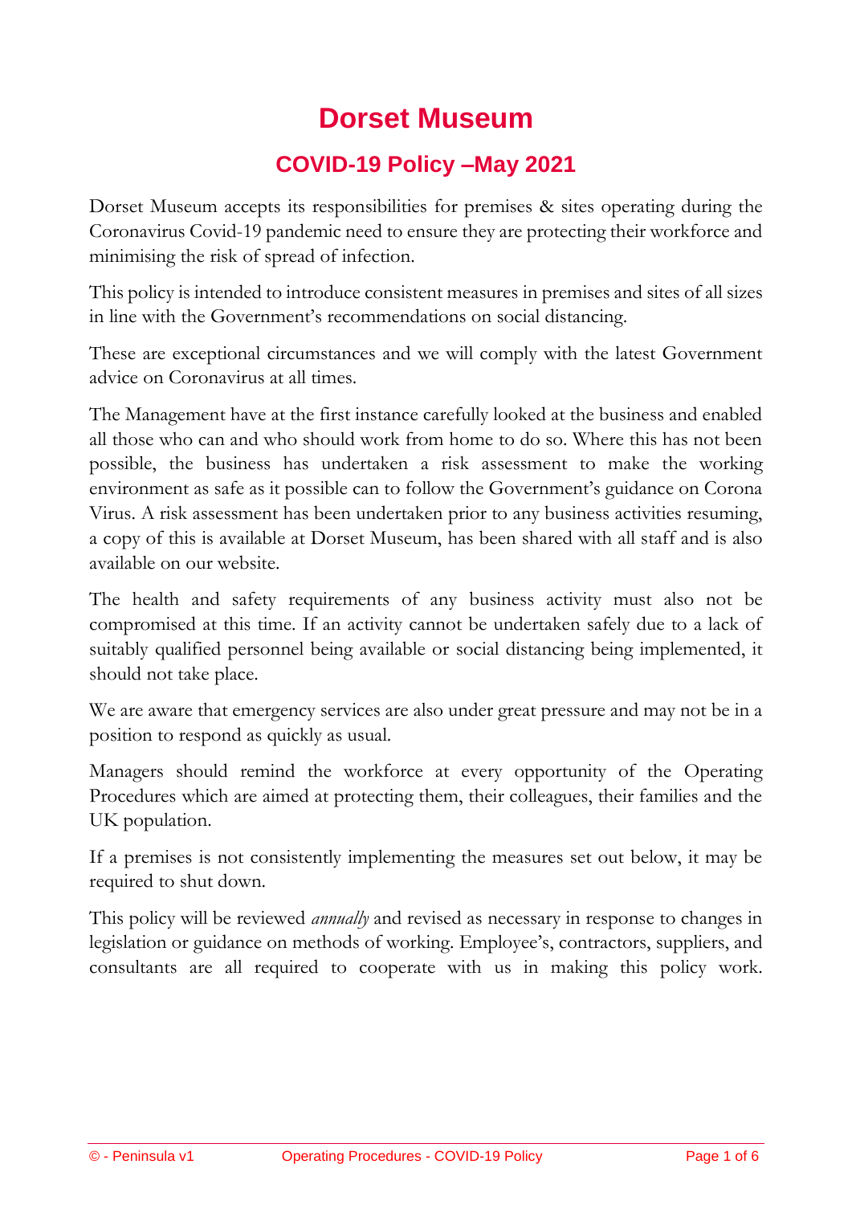# Dorset Museum

## COVID-19 Policy –May 2021

Dorset Museum accepts its responsibilities for premises & sites operating during the Coronavirus Covid-19 pandemic need to ensure they are protecting their workforce and minimising the risk of spread of infection.

This policy is intended to introduce consistent measures in premises and sites of all sizes in line with the Government's recommendations on social distancing.

These are exceptional circumstances and we will comply with the latest Government advice on Coronavirus at all times.

The Management have at the first instance carefully looked at the business and enabled all those who can and who should work from home to do so. Where this has not been possible, the business has undertaken a risk assessment to make the working environment as safe as it possible can to follow the Government's guidance on Corona Virus. A risk assessment has been undertaken prior to any business activities resuming, a copy of this is available at Dorset Museum, has been shared with all staff and is also available on our website.

The health and safety requirements of any business activity must also not be compromised at this time. If an activity cannot be undertaken safely due to a lack of suitably qualified personnel being available or social distancing being implemented, it should not take place.

We are aware that emergency services are also under great pressure and may not be in a position to respond as quickly as usual.

Managers should remind the workforce at every opportunity of the Operating Procedures which are aimed at protecting them, their colleagues, their families and the UK population.

If a premises is not consistently implementing the measures set out below, it may be required to shut down.

This policy will be reviewed *annually* and revised as necessary in response to changes in legislation or guidance on methods of working. Employee's, contractors, suppliers, and consultants are all required to cooperate with us in making this policy work.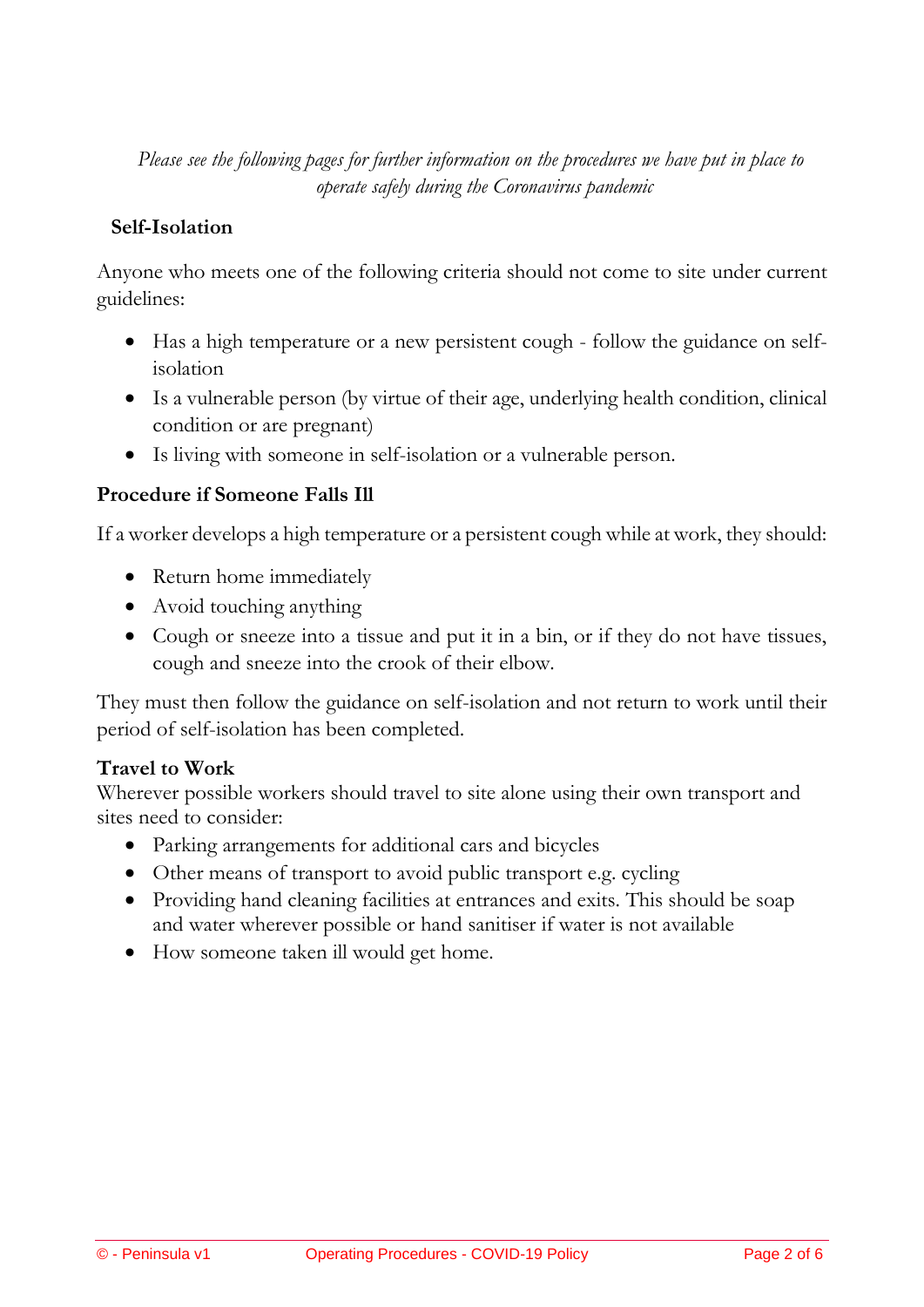*Please see the following pages for further information on the procedures we have put in place to operate safely during the Coronavirus pandemic*

## Self-Isolation

Anyone who meets one of the following criteria should not come to site under current guidelines:

- Has a high temperature or a new persistent cough - follow the guidance on self-isolation
- Is a vulnerable person (by virtue of their age, underlying health condition, clinical condition or are pregnant)
- Is living with someone in self-isolation or a vulnerable person.

## Procedure if Someone Falls Ill

If a worker develops a high temperature or a persistent cough while at work, they should:

- Return home immediately
- Avoid touching anything
- Cough or sneeze into a tissue and put it in a bin, or if they do not have tissues, cough and sneeze into the crook of their elbow.

They must then follow the guidance on self-isolation and not return to work until their period of self-isolation has been completed.

## Travel to Work

Wherever possible workers should travel to site alone using their own transport and sites need to consider:

- Parking arrangements for additional cars and bicycles
- Other means of transport to avoid public transport e.g. cycling
- Providing hand cleaning facilities at entrances and exits. This should be soap and water wherever possible or hand sanitiser if water is not available
- How someone taken ill would get home.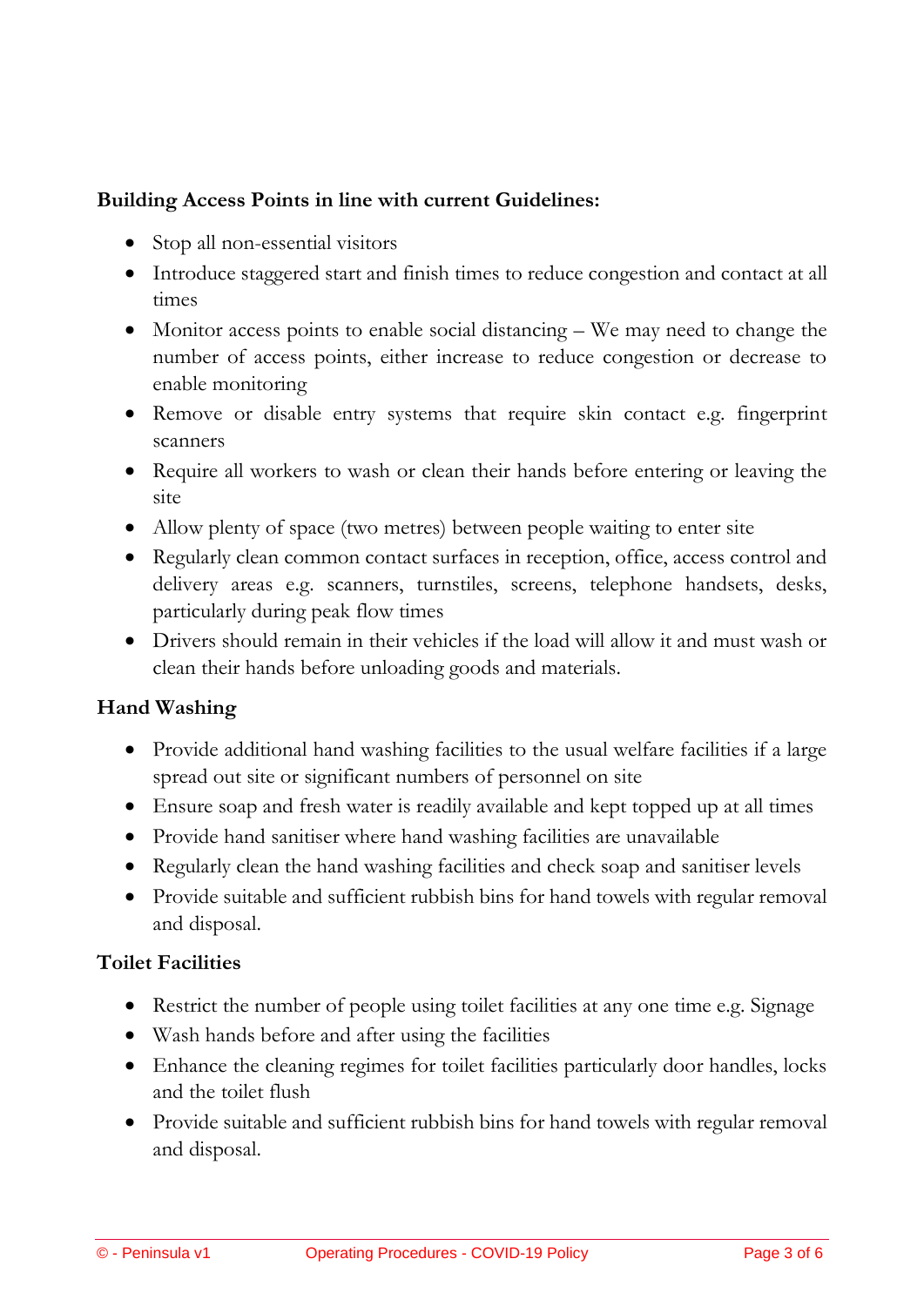**Building Access Points in line with current Guidelines:**

- Stop all non-essential visitors
- Introduce staggered start and finish times to reduce congestion and contact at all times
- Monitor access points to enable social distancing – We may need to change the number of access points, either increase to reduce congestion or decrease to enable monitoring
- Remove or disable entry systems that require skin contact e.g. fingerprint scanners
- Require all workers to wash or clean their hands before entering or leaving the site
- Allow plenty of space (two metres) between people waiting to enter site
- Regularly clean common contact surfaces in reception, office, access control and delivery areas e.g. scanners, turnstiles, screens, telephone handsets, desks, particularly during peak flow times
- Drivers should remain in their vehicles if the load will allow it and must wash or clean their hands before unloading goods and materials.

**Hand Washing**

- Provide additional hand washing facilities to the usual welfare facilities if a large spread out site or significant numbers of personnel on site
- Ensure soap and fresh water is readily available and kept topped up at all times
- Provide hand sanitiser where hand washing facilities are unavailable
- Regularly clean the hand washing facilities and check soap and sanitiser levels
- Provide suitable and sufficient rubbish bins for hand towels with regular removal and disposal.

**Toilet Facilities**

- Restrict the number of people using toilet facilities at any one time e.g. Signage
- Wash hands before and after using the facilities
- Enhance the cleaning regimes for toilet facilities particularly door handles, locks and the toilet flush
- Provide suitable and sufficient rubbish bins for hand towels with regular removal and disposal.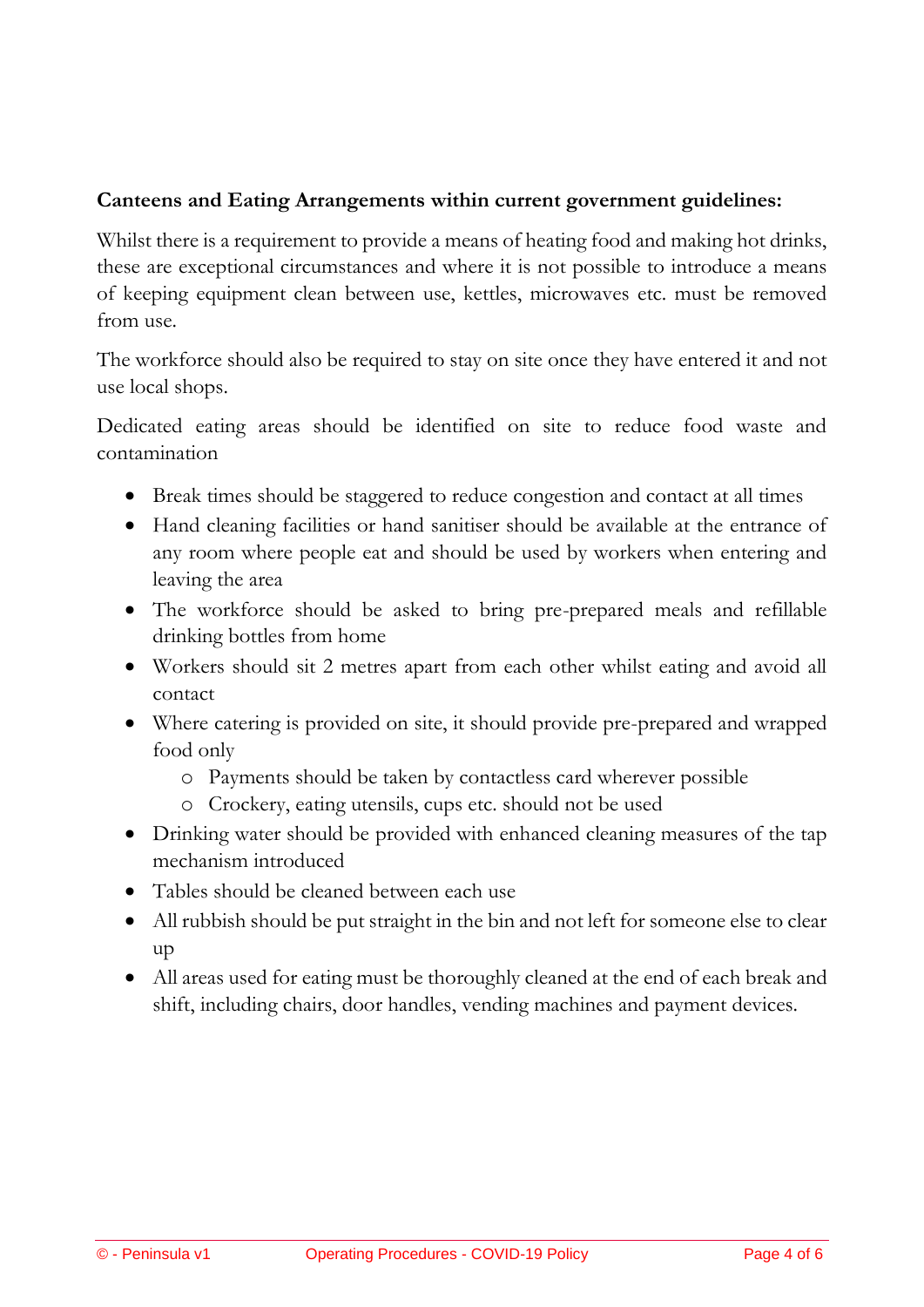**Canteens and Eating Arrangements within current government guidelines:**

Whilst there is a requirement to provide a means of heating food and making hot drinks, these are exceptional circumstances and where it is not possible to introduce a means of keeping equipment clean between use, kettles, microwaves etc. must be removed from use.

The workforce should also be required to stay on site once they have entered it and not use local shops.

Dedicated eating areas should be identified on site to reduce food waste and contamination

- Break times should be staggered to reduce congestion and contact at all times
- Hand cleaning facilities or hand sanitiser should be available at the entrance of any room where people eat and should be used by workers when entering and leaving the area
- The workforce should be asked to bring pre-prepared meals and refillable drinking bottles from home
- Workers should sit 2 metres apart from each other whilst eating and avoid all contact
- Where catering is provided on site, it should provide pre-prepared and wrapped food only
    - Payments should be taken by contactless card wherever possible
    - Crockery, eating utensils, cups etc. should not be used
- Drinking water should be provided with enhanced cleaning measures of the tap mechanism introduced
- Tables should be cleaned between each use
- All rubbish should be put straight in the bin and not left for someone else to clear up
- All areas used for eating must be thoroughly cleaned at the end of each break and shift, including chairs, door handles, vending machines and payment devices.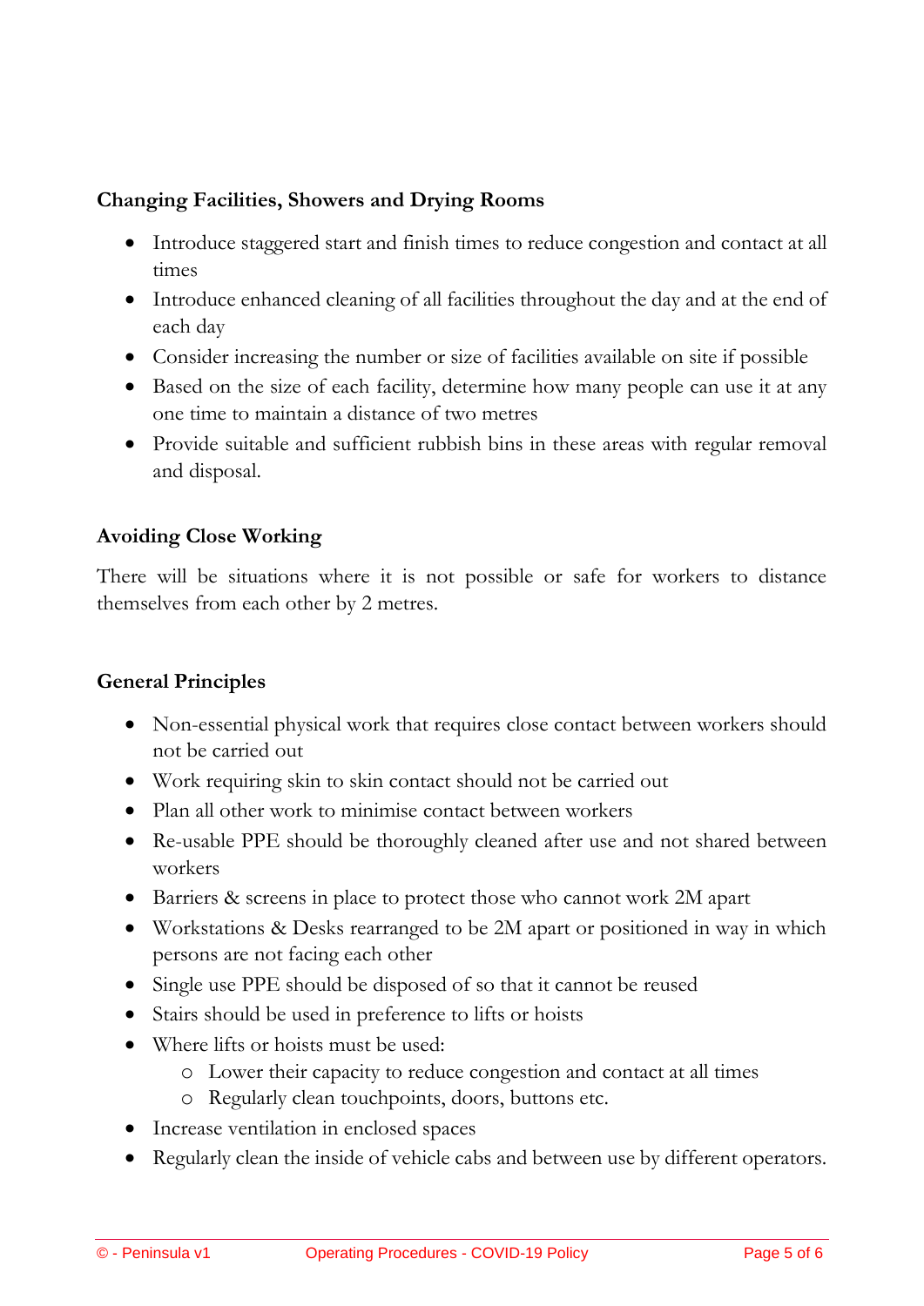### Changing Facilities, Showers and Drying Rooms

- Introduce staggered start and finish times to reduce congestion and contact at all times
- Introduce enhanced cleaning of all facilities throughout the day and at the end of each day
- Consider increasing the number or size of facilities available on site if possible
- Based on the size of each facility, determine how many people can use it at any one time to maintain a distance of two metres
- Provide suitable and sufficient rubbish bins in these areas with regular removal and disposal.

### Avoiding Close Working

There will be situations where it is not possible or safe for workers to distance themselves from each other by 2 metres.

### General Principles

- Non-essential physical work that requires close contact between workers should not be carried out
- Work requiring skin to skin contact should not be carried out
- Plan all other work to minimise contact between workers
- Re-usable PPE should be thoroughly cleaned after use and not shared between workers
- Barriers & screens in place to protect those who cannot work 2M apart
- Workstations & Desks rearranged to be 2M apart or positioned in way in which persons are not facing each other
- Single use PPE should be disposed of so that it cannot be reused
- Stairs should be used in preference to lifts or hoists
- Where lifts or hoists must be used:
  - Lower their capacity to reduce congestion and contact at all times
  - Regularly clean touchpoints, doors, buttons etc.
- Increase ventilation in enclosed spaces
- Regularly clean the inside of vehicle cabs and between use by different operators.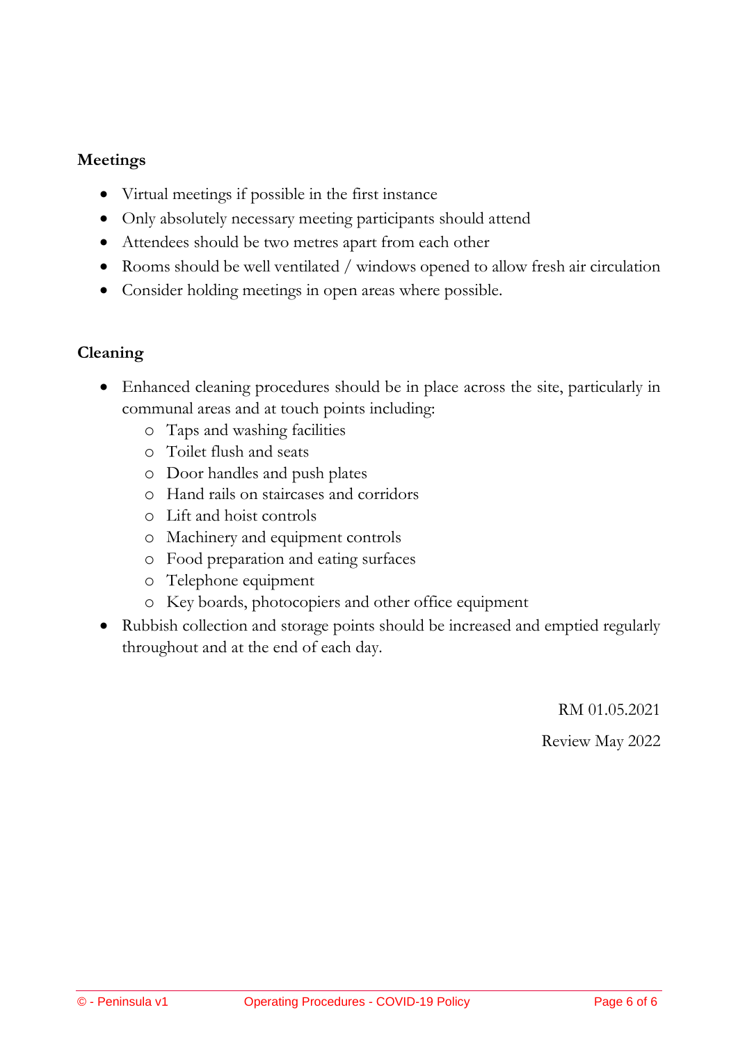**Meetings**

- Virtual meetings if possible in the first instance
- Only absolutely necessary meeting participants should attend
- Attendees should be two metres apart from each other
- Rooms should be well ventilated / windows opened to allow fresh air circulation
- Consider holding meetings in open areas where possible.

**Cleaning**

- Enhanced cleaning procedures should be in place across the site, particularly in communal areas and at touch points including:
  - Taps and washing facilities
  - Toilet flush and seats
  - Door handles and push plates
  - Hand rails on staircases and corridors
  - Lift and hoist controls
  - Machinery and equipment controls
  - Food preparation and eating surfaces
  - Telephone equipment
  - Key boards, photocopiers and other office equipment
- Rubbish collection and storage points should be increased and emptied regularly throughout and at the end of each day.

RM 01.05.2021

Review May 2022